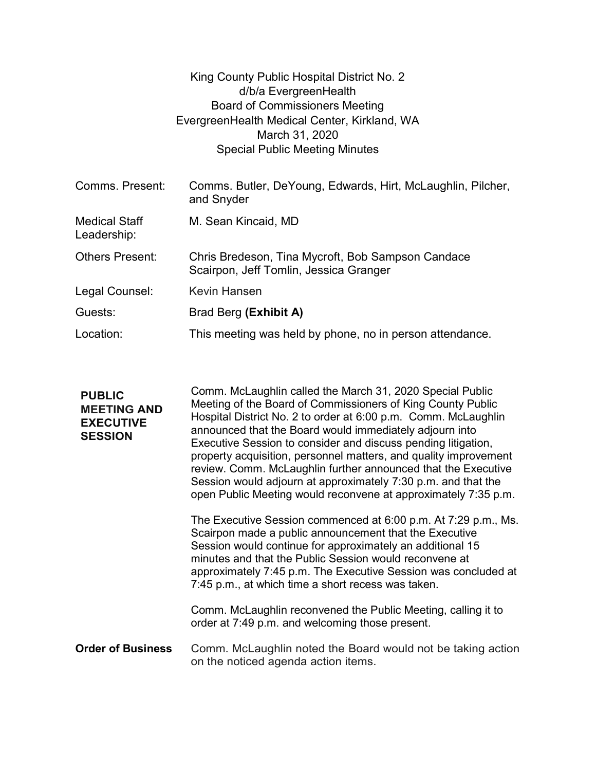King County Public Hospital District No. 2
d/b/a EvergreenHealth
Board of Commissioners Meeting
EvergreenHealth Medical Center, Kirkland, WA
March 31, 2020
Special Public Meeting Minutes

| | |
|---|---|
| Comms. Present: | Comms. Butler, DeYoung, Edwards, Hirt, McLaughlin, Pilcher, and Snyder |
| Medical Staff Leadership: | M. Sean Kincaid, MD |
| Others Present: | Chris Bredeson, Tina Mycroft, Bob Sampson Candace Scairpon, Jeff Tomlin, Jessica Granger |
| Legal Counsel: | Kevin Hansen |
| Guests: | Brad Berg **(Exhibit A)** |
| Location: | This meeting was held by phone, no in person attendance. |

**PUBLIC MEETING AND EXECUTIVE SESSION**

Comm. McLaughlin called the March 31, 2020 Special Public Meeting of the Board of Commissioners of King County Public Hospital District No. 2 to order at 6:00 p.m. Comm. McLaughlin announced that the Board would immediately adjourn into Executive Session to consider and discuss pending litigation, property acquisition, personnel matters, and quality improvement review. Comm. McLaughlin further announced that the Executive Session would adjourn at approximately 7:30 p.m. and that the open Public Meeting would reconvene at approximately 7:35 p.m.

The Executive Session commenced at 6:00 p.m. At 7:29 p.m., Ms. Scairpon made a public announcement that the Executive Session would continue for approximately an additional 15 minutes and that the Public Session would reconvene at approximately 7:45 p.m. The Executive Session was concluded at 7:45 p.m., at which time a short recess was taken.

Comm. McLaughlin reconvened the Public Meeting, calling it to order at 7:49 p.m. and welcoming those present.

**Order of Business**

Comm. McLaughlin noted the Board would not be taking action on the noticed agenda action items.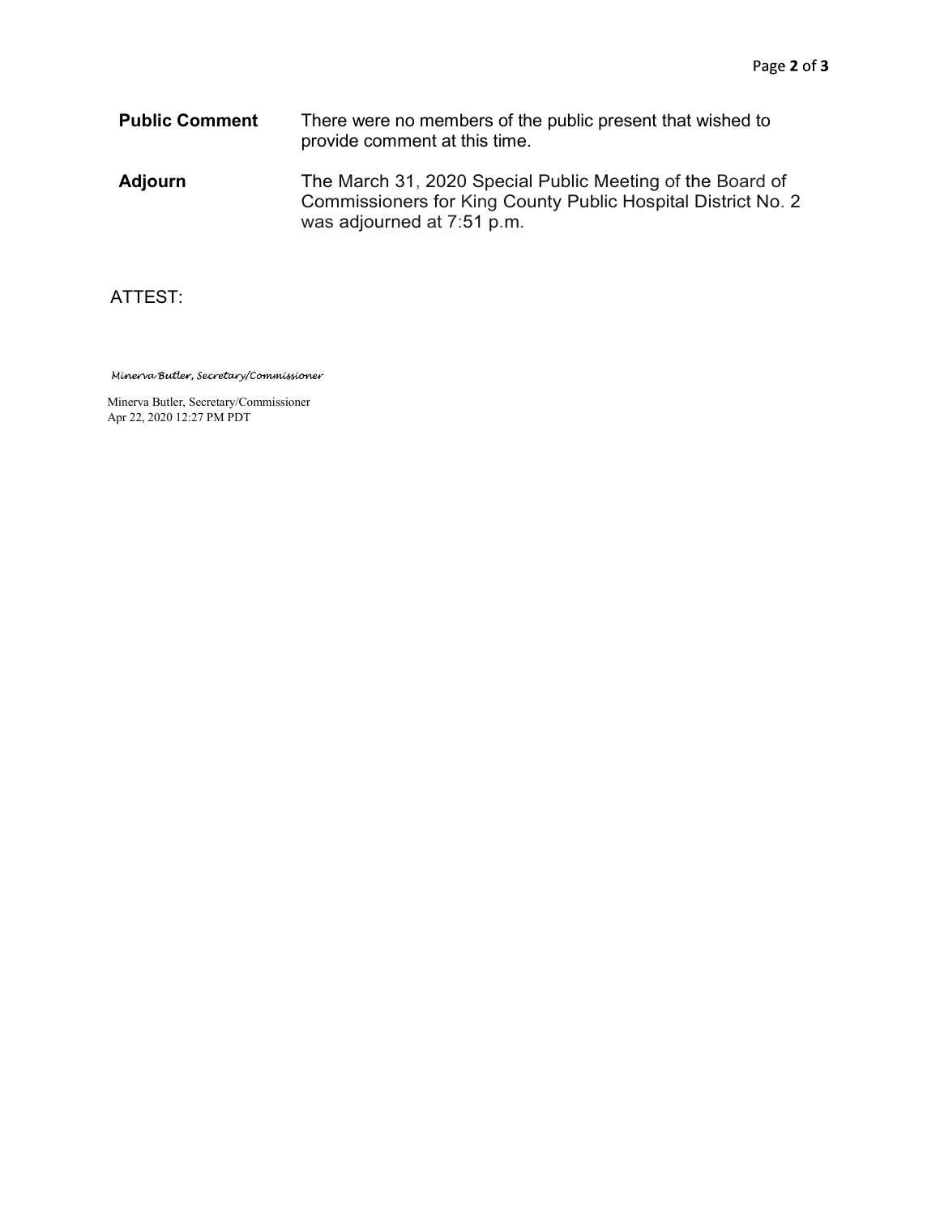**Public Comment** There were no members of the public present that wished to provide comment at this time.

**Adjourn** The March 31, 2020 Special Public Meeting of the Board of Commissioners for King County Public Hospital District No. 2 was adjourned at 7:51 p.m.

ATTEST:

*Minerva Butler, Secretary/Commissioner*

Minerva Butler, Secretary/Commissioner
Apr 22, 2020 12:27 PM PDT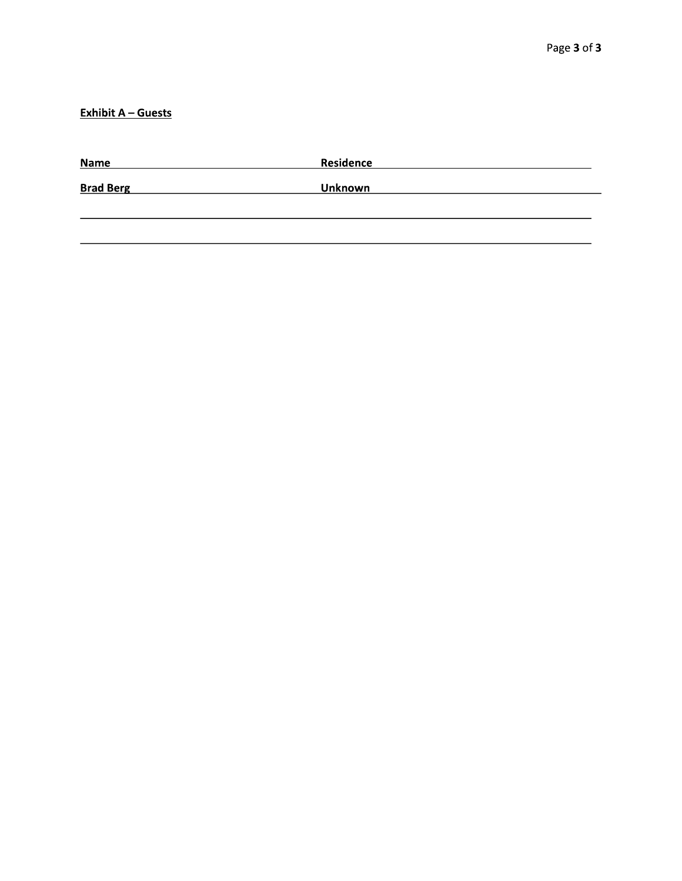**Exhibit A – Guests**

| Name | Residence |
| --- | --- |
| Brad Berg | Unknown |
| | |
| | |